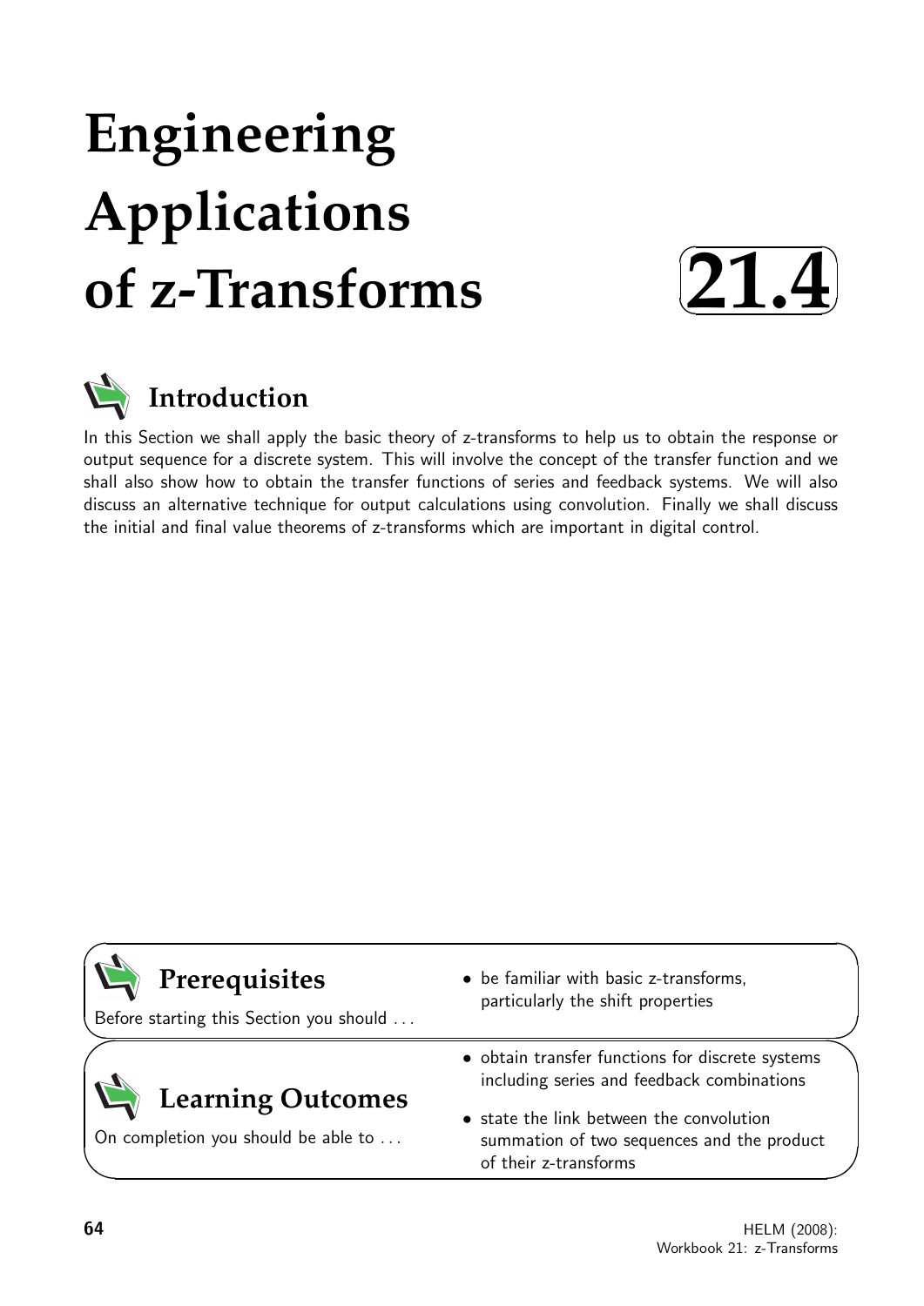# Engineering Applications of z-Transforms

**21.4**

## Introduction

In this Section we shall apply the basic theory of z-transforms to help us to obtain the response or output sequence for a discrete system. This will involve the concept of the transfer function and we shall also show how to obtain the transfer functions of series and feedback systems. We will also discuss an alternative technique for output calculations using convolution. Finally we shall discuss the initial and final value theorems of z-transforms which are important in digital control.

## Prerequisites

Before starting this Section you should ...

- be familiar with basic z-transforms, particularly the shift properties

## Learning Outcomes

On completion you should be able to ...

- obtain transfer functions for discrete systems including series and feedback combinations
- state the link between the convolution summation of two sequences and the product of their z-transforms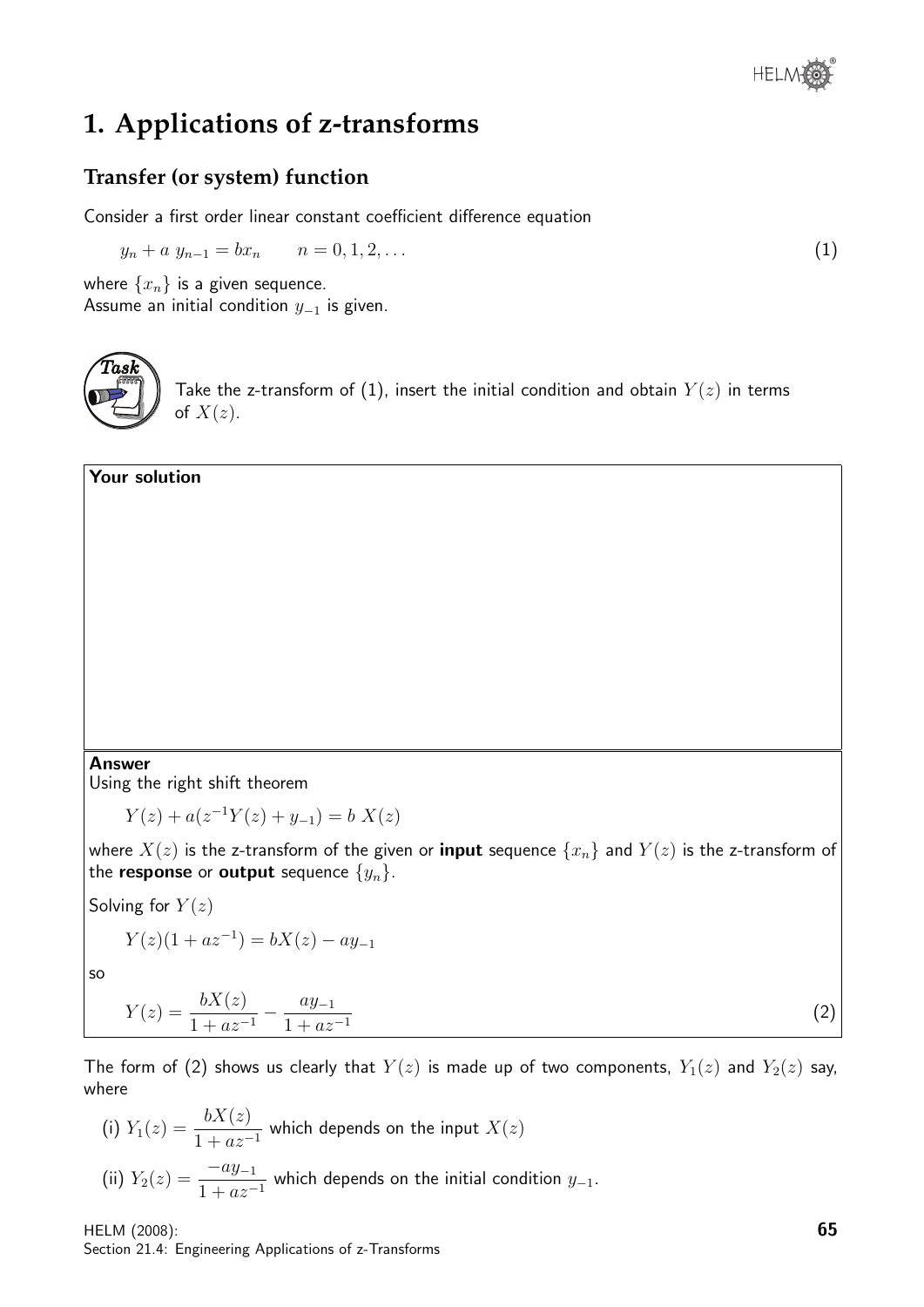# 1. Applications of z-transforms

## Transfer (or system) function

Consider a first order linear constant coefficient difference equation

$$y_n + a\ y_{n-1} = bx_n \qquad n = 0, 1, 2, \ldots \tag{1}$$

where $\{x_n\}$ is a given sequence.
Assume an initial condition $y_{-1}$ is given.

**Task**

Take the z-transform of (1), insert the initial condition and obtain $Y(z)$ in terms of $X(z)$.

**Your solution**

**Answer**

Using the right shift theorem

$$Y(z) + a(z^{-1}Y(z) + y_{-1}) = b\ X(z)$$

where $X(z)$ is the z-transform of the given or **input** sequence $\{x_n\}$ and $Y(z)$ is the z-transform of the **response** or **output** sequence $\{y_n\}$.

Solving for $Y(z)$

$$Y(z)(1 + az^{-1}) = bX(z) - ay_{-1}$$

so

$$Y(z) = \frac{bX(z)}{1 + az^{-1}} - \frac{ay_{-1}}{1 + az^{-1}} \tag{2}$$

The form of (2) shows us clearly that $Y(z)$ is made up of two components, $Y_1(z)$ and $Y_2(z)$ say, where

(i) $Y_1(z) = \dfrac{bX(z)}{1 + az^{-1}}$ which depends on the input $X(z)$

(ii) $Y_2(z) = \dfrac{-ay_{-1}}{1 + az^{-1}}$ which depends on the initial condition $y_{-1}$.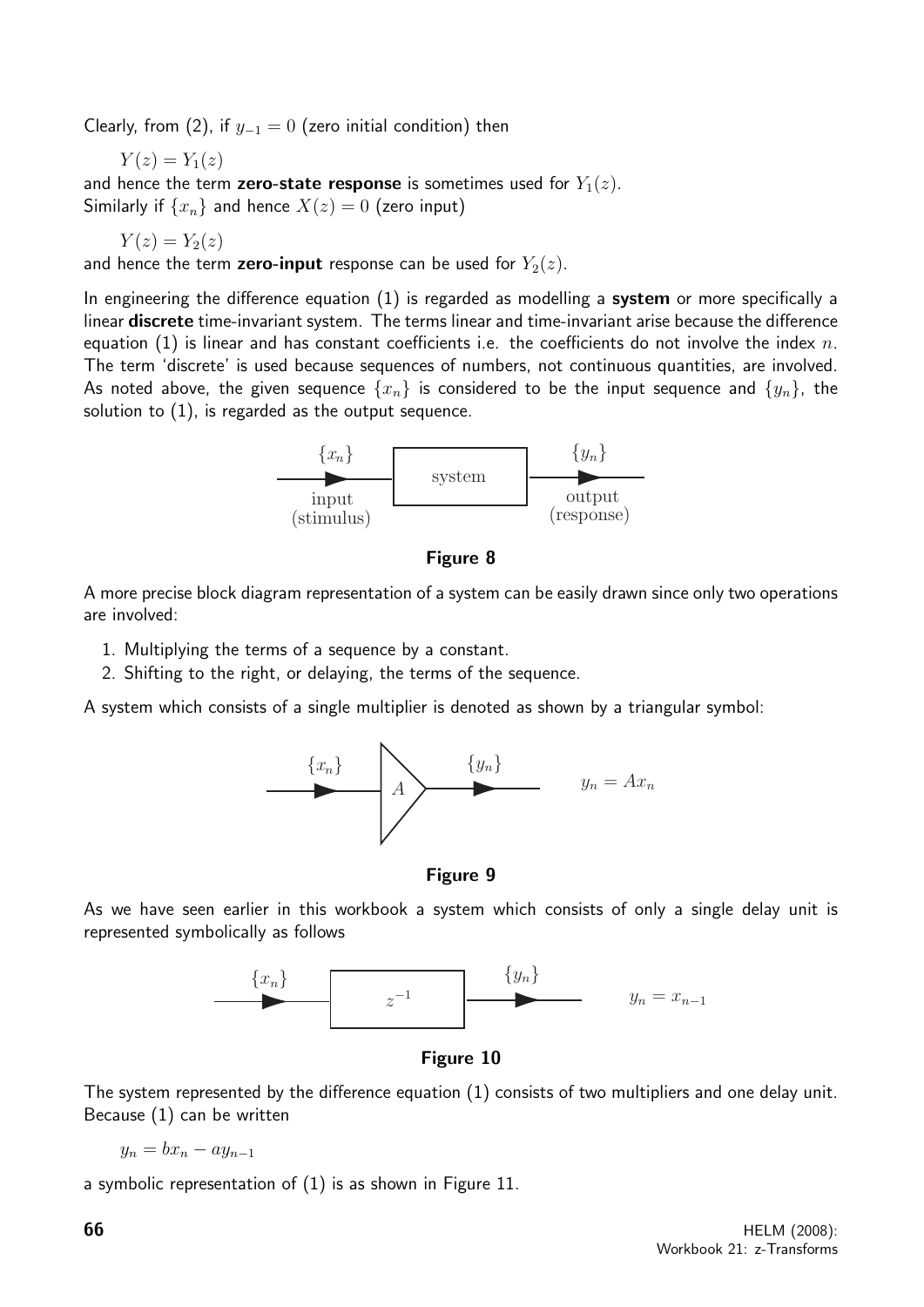Clearly, from (2), if $y_{-1} = 0$ (zero initial condition) then

$$Y(z) = Y_1(z)$$

and hence the term **zero-state response** is sometimes used for $Y_1(z)$.
Similarly if $\{x_n\}$ and hence $X(z) = 0$ (zero input)

$$Y(z) = Y_2(z)$$

and hence the term **zero-input** response can be used for $Y_2(z)$.

In engineering the difference equation (1) is regarded as modelling a **system** or more specifically a linear **discrete** time-invariant system. The terms linear and time-invariant arise because the difference equation (1) is linear and has constant coefficients i.e. the coefficients do not involve the index $n$. The term 'discrete' is used because sequences of numbers, not continuous quantities, are involved. As noted above, the given sequence $\{x_n\}$ is considered to be the input sequence and $\{y_n\}$, the solution to (1), is regarded as the output sequence.

$\{x_n\}$ input (stimulus) → system → $\{y_n\}$ output (response)

**Figure 8**

A more precise block diagram representation of a system can be easily drawn since only two operations are involved:

1. Multiplying the terms of a sequence by a constant.
2. Shifting to the right, or delaying, the terms of the sequence.

A system which consists of a single multiplier is denoted as shown by a triangular symbol:

$\{x_n\}$ → $A$ → $\{y_n\}$ $\qquad y_n = Ax_n$

**Figure 9**

As we have seen earlier in this workbook a system which consists of only a single delay unit is represented symbolically as follows

$\{x_n\}$ → $z^{-1}$ → $\{y_n\}$ $\qquad y_n = x_{n-1}$

**Figure 10**

The system represented by the difference equation (1) consists of two multipliers and one delay unit. Because (1) can be written

$$y_n = bx_n - ay_{n-1}$$

a symbolic representation of (1) is as shown in Figure 11.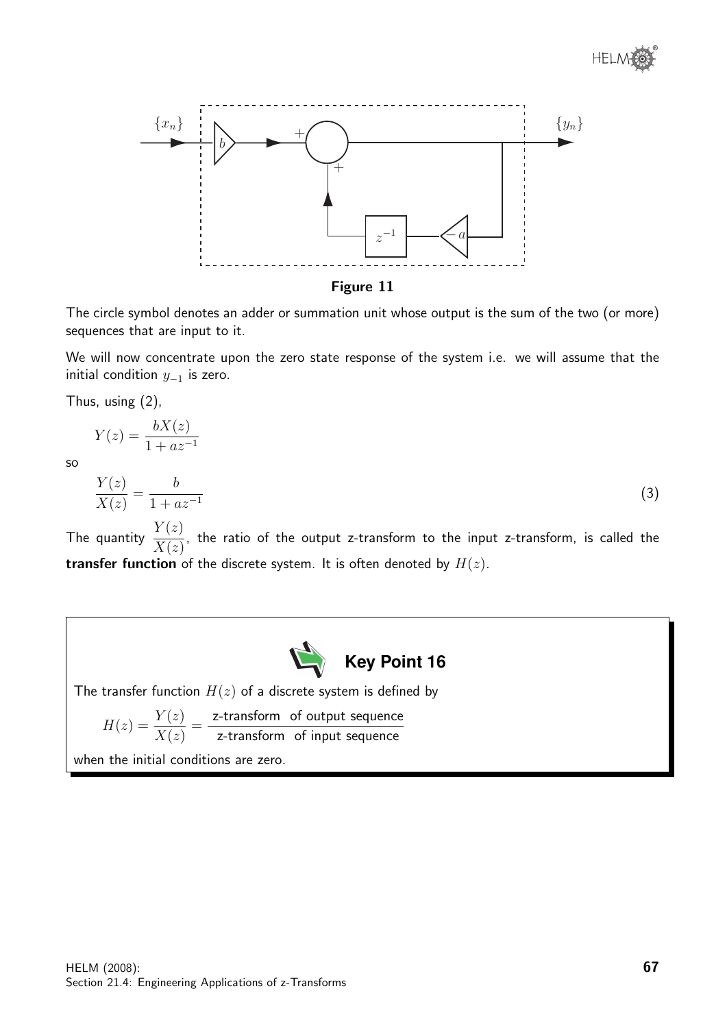**Figure 11**

The circle symbol denotes an adder or summation unit whose output is the sum of the two (or more) sequences that are input to it.

We will now concentrate upon the zero state response of the system i.e. we will assume that the initial condition $y_{-1}$ is zero.

Thus, using (2),

$$Y(z) = \frac{bX(z)}{1 + az^{-1}}$$

so

$$\frac{Y(z)}{X(z)} = \frac{b}{1 + az^{-1}} \qquad (3)$$

The quantity $\dfrac{Y(z)}{X(z)}$, the ratio of the output z-transform to the input z-transform, is called the **transfer function** of the discrete system. It is often denoted by $H(z)$.

**Key Point 16**

The transfer function $H(z)$ of a discrete system is defined by

$$H(z) = \frac{Y(z)}{X(z)} = \frac{\text{z-transform of output sequence}}{\text{z-transform of input sequence}}$$

when the initial conditions are zero.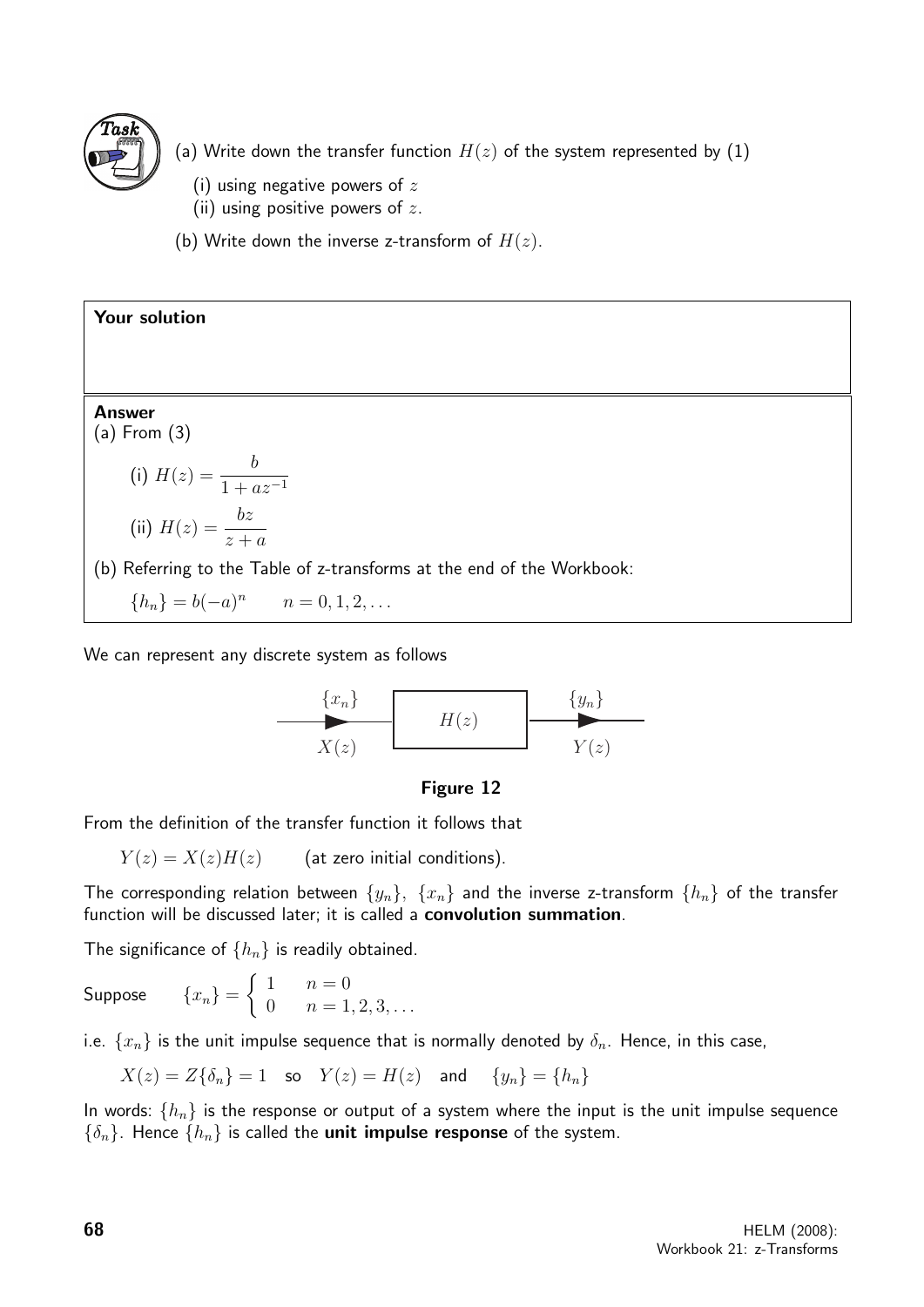**Task**

(a) Write down the transfer function $H(z)$ of the system represented by (1)

(i) using negative powers of $z$

(ii) using positive powers of $z$.

(b) Write down the inverse z-transform of $H(z)$.

**Your solution**

**Answer**

(a) From (3)

(i) $H(z) = \dfrac{b}{1 + az^{-1}}$

(ii) $H(z) = \dfrac{bz}{z + a}$

(b) Referring to the Table of z-transforms at the end of the Workbook:

$\{h_n\} = b(-a)^n \qquad n = 0, 1, 2, \ldots$

We can represent any discrete system as follows

$$\{x_n\},\ X(z) \longrightarrow \boxed{H(z)} \longrightarrow \{y_n\},\ Y(z)$$

**Figure 12**

From the definition of the transfer function it follows that

$$Y(z) = X(z)H(z) \qquad \text{(at zero initial conditions).}$$

The corresponding relation between $\{y_n\}$, $\{x_n\}$ and the inverse z-transform $\{h_n\}$ of the transfer function will be discussed later; it is called a **convolution summation**.

The significance of $\{h_n\}$ is readily obtained.

Suppose $\quad \{x_n\} = \begin{cases} 1 & n = 0 \\ 0 & n = 1, 2, 3, \ldots \end{cases}$

i.e. $\{x_n\}$ is the unit impulse sequence that is normally denoted by $\delta_n$. Hence, in this case,

$$X(z) = Z\{\delta_n\} = 1 \quad \text{so} \quad Y(z) = H(z) \quad \text{and} \quad \{y_n\} = \{h_n\}$$

In words: $\{h_n\}$ is the response or output of a system where the input is the unit impulse sequence $\{\delta_n\}$. Hence $\{h_n\}$ is called the **unit impulse response** of the system.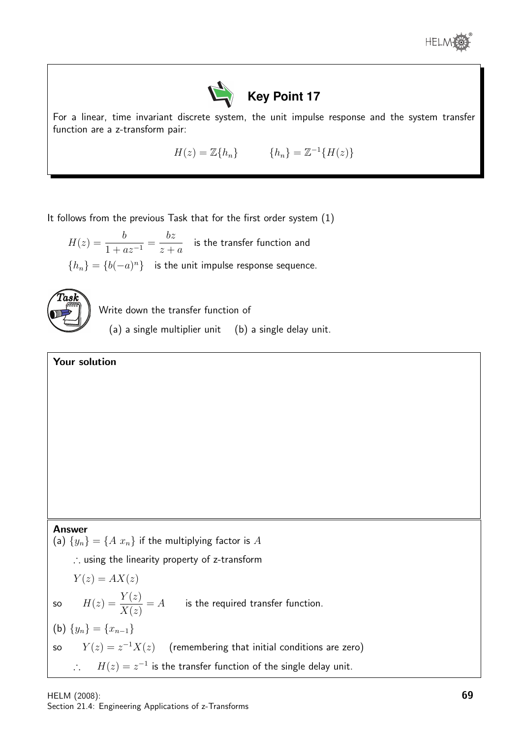**Key Point 17**

For a linear, time invariant discrete system, the unit impulse response and the system transfer function are a z-transform pair:

$$H(z) = \mathbb{Z}\{h_n\} \qquad \{h_n\} = \mathbb{Z}^{-1}\{H(z)\}$$

It follows from the previous Task that for the first order system (1)

$H(z) = \dfrac{b}{1 + az^{-1}} = \dfrac{bz}{z + a}$ is the transfer function and

$\{h_n\} = \{b(-a)^n\}$ is the unit impulse response sequence.

**Task**

Write down the transfer function of

(a) a single multiplier unit (b) a single delay unit.

**Your solution**

**Answer**

(a) $\{y_n\} = \{A\ x_n\}$ if the multiplying factor is $A$

$\therefore$ using the linearity property of z-transform

$Y(z) = AX(z)$

so $H(z) = \dfrac{Y(z)}{X(z)} = A$ is the required transfer function.

(b) $\{y_n\} = \{x_{n-1}\}$

so $Y(z) = z^{-1}X(z)$ (remembering that initial conditions are zero)

$\therefore$ $H(z) = z^{-1}$ is the transfer function of the single delay unit.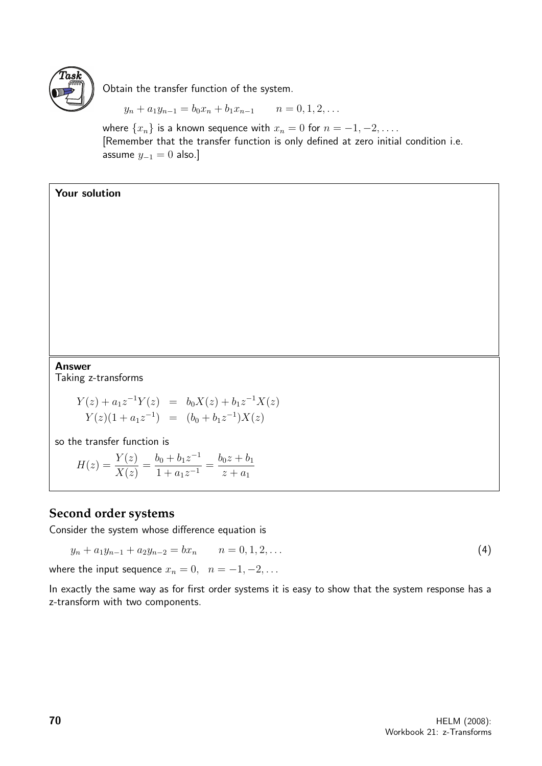**Task**

Obtain the transfer function of the system.

$$y_n + a_1 y_{n-1} = b_0 x_n + b_1 x_{n-1} \qquad n = 0, 1, 2, \ldots$$

where $\{x_n\}$ is a known sequence with $x_n = 0$ for $n = -1, -2, \ldots$.
[Remember that the transfer function is only defined at zero initial condition i.e. assume $y_{-1} = 0$ also.]

**Your solution**

**Answer**

Taking z-transforms

$$\begin{aligned} Y(z) + a_1 z^{-1} Y(z) &= b_0 X(z) + b_1 z^{-1} X(z) \\ Y(z)(1 + a_1 z^{-1}) &= (b_0 + b_1 z^{-1}) X(z) \end{aligned}$$

so the transfer function is

$$H(z) = \frac{Y(z)}{X(z)} = \frac{b_0 + b_1 z^{-1}}{1 + a_1 z^{-1}} = \frac{b_0 z + b_1}{z + a_1}$$

## Second order systems

Consider the system whose difference equation is

$$y_n + a_1 y_{n-1} + a_2 y_{n-2} = b x_n \qquad n = 0, 1, 2, \ldots \qquad (4)$$

where the input sequence $x_n = 0, \quad n = -1, -2, \ldots$

In exactly the same way as for first order systems it is easy to show that the system response has a z-transform with two components.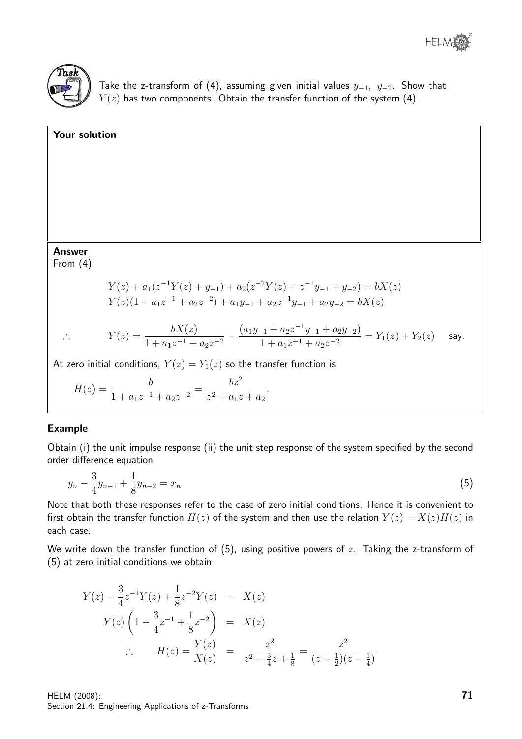**Task**

Take the z-transform of (4), assuming given initial values $y_{-1},\ y_{-2}$. Show that $Y(z)$ has two components. Obtain the transfer function of the system (4).

**Your solution**

**Answer**

From (4)

$$Y(z) + a_1(z^{-1}Y(z) + y_{-1}) + a_2(z^{-2}Y(z) + z^{-1}y_{-1} + y_{-2}) = bX(z)$$

$$Y(z)(1 + a_1z^{-1} + a_2z^{-2}) + a_1y_{-1} + a_2z^{-1}y_{-1} + a_2y_{-2} = bX(z)$$

$$\therefore \qquad Y(z) = \frac{bX(z)}{1 + a_1z^{-1} + a_2z^{-2}} - \frac{(a_1y_{-1} + a_2z^{-1}y_{-1} + a_2y_{-2})}{1 + a_1z^{-1} + a_2z^{-2}} = Y_1(z) + Y_2(z) \quad \text{say.}$$

At zero initial conditions, $Y(z) = Y_1(z)$ so the transfer function is

$$H(z) = \frac{b}{1 + a_1z^{-1} + a_2z^{-2}} = \frac{bz^2}{z^2 + a_1z + a_2}.$$

**Example**

Obtain (i) the unit impulse response (ii) the unit step response of the system specified by the second order difference equation

$$y_n - \frac{3}{4}y_{n-1} + \frac{1}{8}y_{n-2} = x_n \qquad (5)$$

Note that both these responses refer to the case of zero initial conditions. Hence it is convenient to first obtain the transfer function $H(z)$ of the system and then use the relation $Y(z) = X(z)H(z)$ in each case.

We write down the transfer function of (5), using positive powers of $z$. Taking the z-transform of (5) at zero initial conditions we obtain

$$\begin{aligned}
Y(z) - \frac{3}{4}z^{-1}Y(z) + \frac{1}{8}z^{-2}Y(z) &= X(z) \\
Y(z)\left(1 - \frac{3}{4}z^{-1} + \frac{1}{8}z^{-2}\right) &= X(z) \\
\therefore \qquad H(z) = \frac{Y(z)}{X(z)} &= \frac{z^2}{z^2 - \frac{3}{4}z + \frac{1}{8}} = \frac{z^2}{(z - \frac{1}{2})(z - \frac{1}{4})}
\end{aligned}$$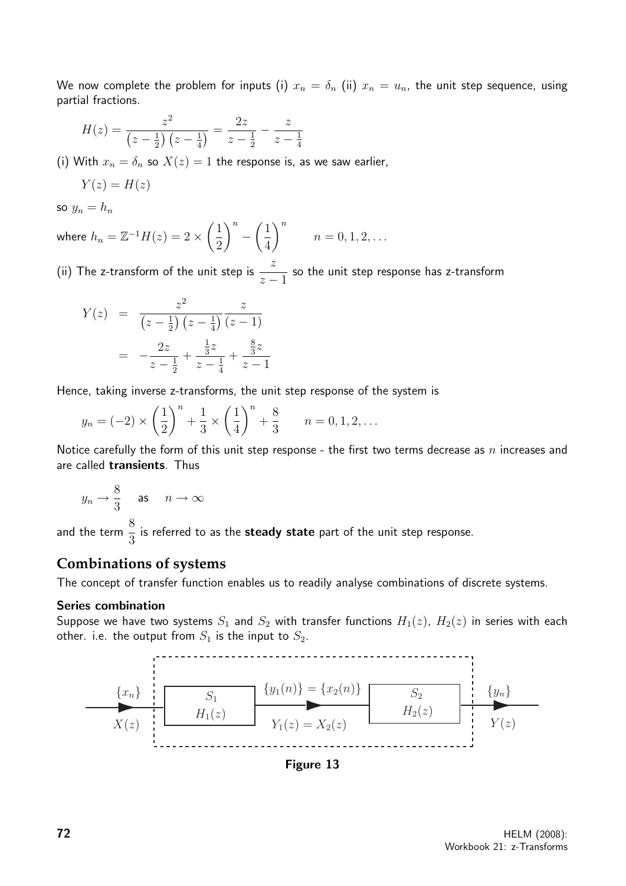We now complete the problem for inputs (i) $x_n = \delta_n$ (ii) $x_n = u_n$, the unit step sequence, using partial fractions.

$$H(z) = \frac{z^2}{\left(z - \frac{1}{2}\right)\left(z - \frac{1}{4}\right)} = \frac{2z}{z - \frac{1}{2}} - \frac{z}{z - \frac{1}{4}}$$

(i) With $x_n = \delta_n$ so $X(z) = 1$ the response is, as we saw earlier,

$$Y(z) = H(z)$$

so $y_n = h_n$

where $h_n = \mathbb{Z}^{-1}H(z) = 2 \times \left(\frac{1}{2}\right)^n - \left(\frac{1}{4}\right)^n \qquad n = 0, 1, 2, \ldots$

(ii) The z-transform of the unit step is $\dfrac{z}{z-1}$ so the unit step response has z-transform

$$\begin{aligned} Y(z) &= \frac{z^2}{\left(z - \frac{1}{2}\right)\left(z - \frac{1}{4}\right)} \frac{z}{(z-1)} \\ &= -\frac{2z}{z - \frac{1}{2}} + \frac{\frac{1}{3}z}{z - \frac{1}{4}} + \frac{\frac{8}{3}z}{z - 1} \end{aligned}$$

Hence, taking inverse z-transforms, the unit step response of the system is

$$y_n = (-2) \times \left(\frac{1}{2}\right)^n + \frac{1}{3} \times \left(\frac{1}{4}\right)^n + \frac{8}{3} \qquad n = 0, 1, 2, \ldots$$

Notice carefully the form of this unit step response - the first two terms decrease as $n$ increases and are called **transients**. Thus

$$y_n \to \frac{8}{3} \quad \text{as} \quad n \to \infty$$

and the term $\dfrac{8}{3}$ is referred to as the **steady state** part of the unit step response.

## Combinations of systems

The concept of transfer function enables us to readily analyse combinations of discrete systems.

#### Series combination

Suppose we have two systems $S_1$ and $S_2$ with transfer functions $H_1(z)$, $H_2(z)$ in series with each other. i.e. the output from $S_1$ is the input to $S_2$.

$\{x_n\}$, $X(z)$ → $S_1$, $H_1(z)$ → $\{y_1(n)\} = \{x_2(n)\}$, $Y_1(z) = X_2(z)$ → $S_2$, $H_2(z)$ → $\{y_n\}$, $Y(z)$

**Figure 13**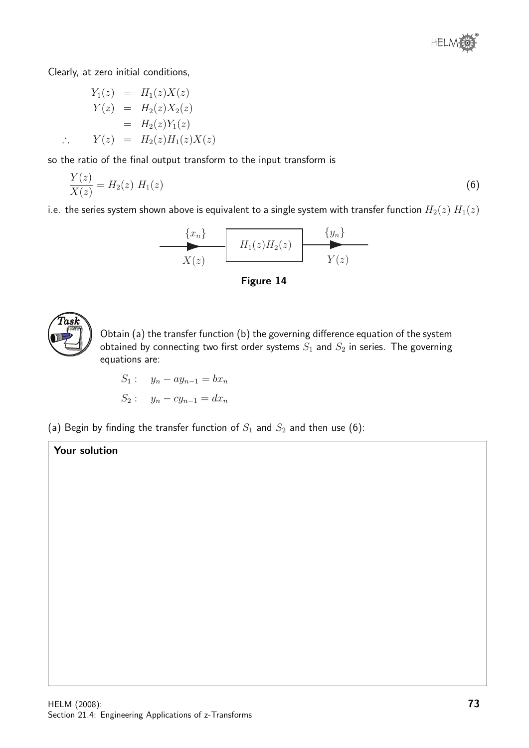Clearly, at zero initial conditions,

$$
\begin{aligned}
Y_1(z) &= H_1(z)X(z) \\
Y(z) &= H_2(z)X_2(z) \\
&= H_2(z)Y_1(z) \\
\therefore \quad Y(z) &= H_2(z)H_1(z)X(z)
\end{aligned}
$$

so the ratio of the final output transform to the input transform is

$$\frac{Y(z)}{X(z)} = H_2(z)\ H_1(z) \qquad (6)$$

i.e. the series system shown above is equivalent to a single system with transfer function $H_2(z)\ H_1(z)$

$$\xrightarrow[X(z)]{\{x_n\}} \boxed{H_1(z)H_2(z)} \xrightarrow[Y(z)]{\{y_n\}}$$

**Figure 14**

**Task**

Obtain (a) the transfer function (b) the governing difference equation of the system obtained by connecting two first order systems $S_1$ and $S_2$ in series. The governing equations are:

$$S_1: \quad y_n - ay_{n-1} = bx_n$$

$$S_2: \quad y_n - cy_{n-1} = dx_n$$

(a) Begin by finding the transfer function of $S_1$ and $S_2$ and then use (6):

**Your solution**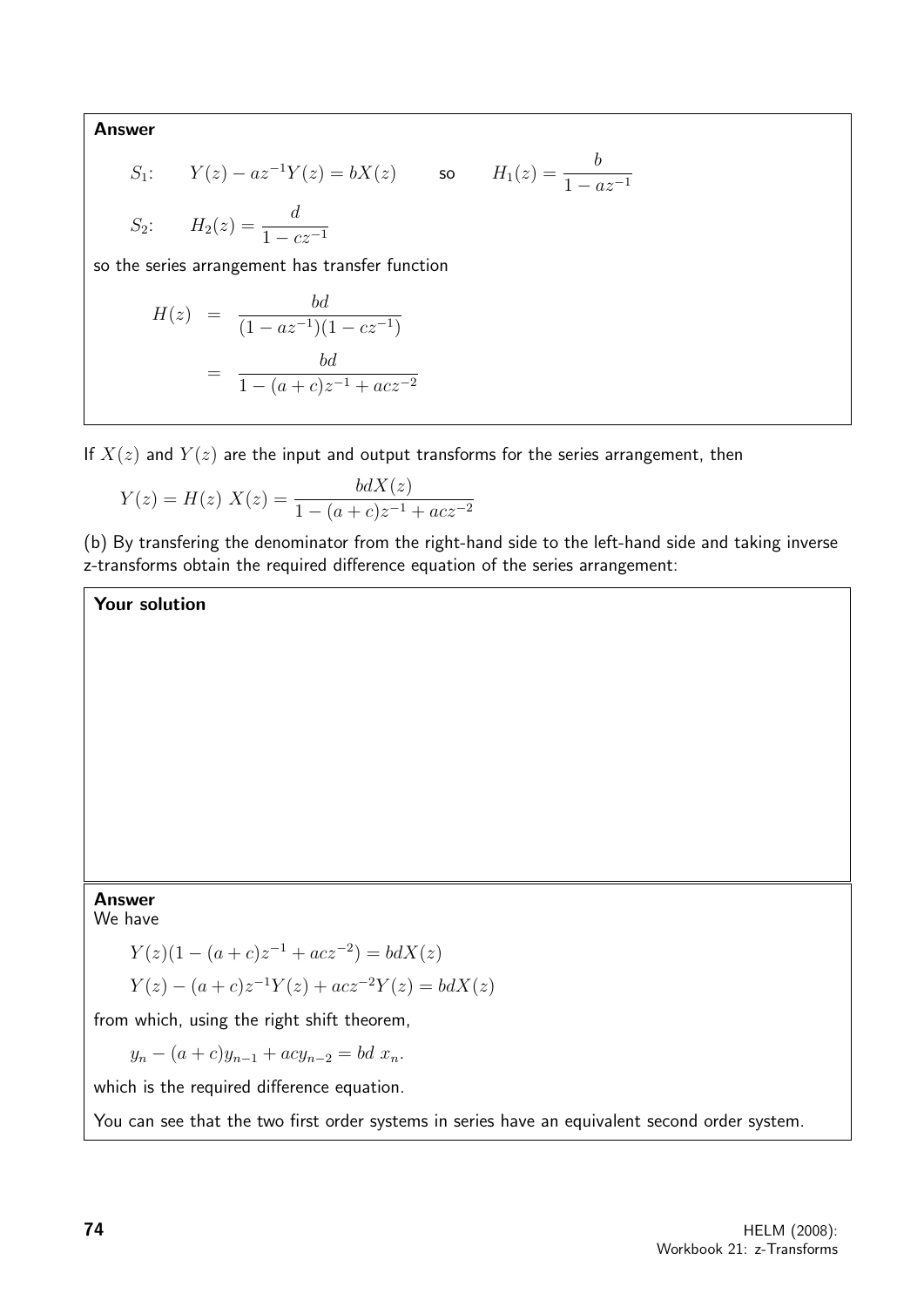**Answer**

$S_1$: $\quad Y(z) - az^{-1}Y(z) = bX(z) \qquad$ so $\qquad H_1(z) = \dfrac{b}{1 - az^{-1}}$

$S_2$: $\quad H_2(z) = \dfrac{d}{1 - cz^{-1}}$

so the series arrangement has transfer function

$$
\begin{aligned}
H(z) &= \frac{bd}{(1 - az^{-1})(1 - cz^{-1})} \\
&= \frac{bd}{1 - (a + c)z^{-1} + acz^{-2}}
\end{aligned}
$$

If $X(z)$ and $Y(z)$ are the input and output transforms for the series arrangement, then

$$
Y(z) = H(z)\ X(z) = \frac{bdX(z)}{1 - (a + c)z^{-1} + acz^{-2}}
$$

(b) By transfering the denominator from the right-hand side to the left-hand side and taking inverse z-transforms obtain the required difference equation of the series arrangement:

**Your solution**

**Answer**

We have

$$
Y(z)(1 - (a + c)z^{-1} + acz^{-2}) = bdX(z)
$$

$$
Y(z) - (a + c)z^{-1}Y(z) + acz^{-2}Y(z) = bdX(z)
$$

from which, using the right shift theorem,

$$
y_n - (a + c)y_{n-1} + acy_{n-2} = bd\ x_n.
$$

which is the required difference equation.

You can see that the two first order systems in series have an equivalent second order system.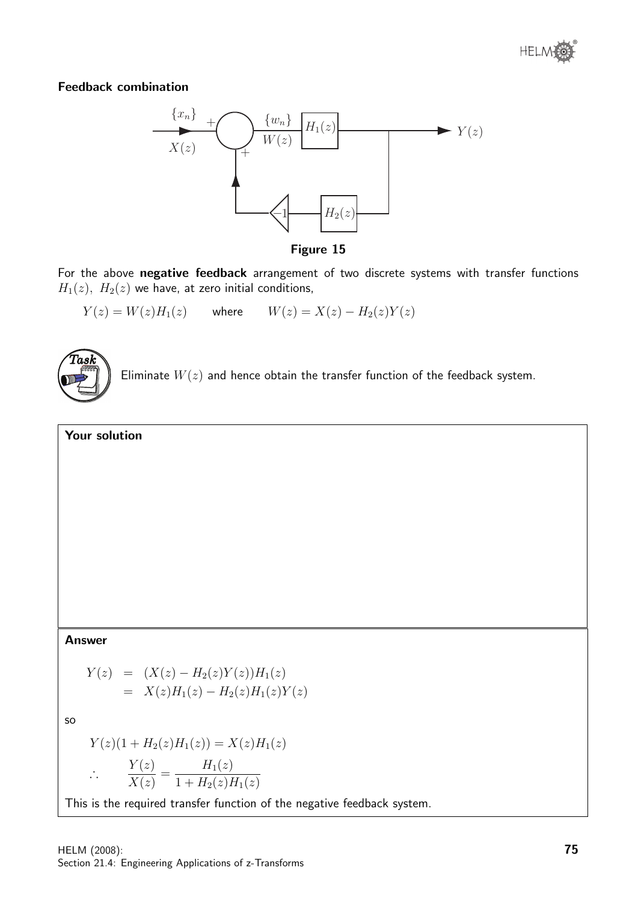### Feedback combination

Figure 15

For the above **negative feedback** arrangement of two discrete systems with transfer functions $H_1(z)$, $H_2(z)$ we have, at zero initial conditions,

$$Y(z) = W(z)H_1(z) \qquad \text{where} \qquad W(z) = X(z) - H_2(z)Y(z)$$

**Task**

Eliminate $W(z)$ and hence obtain the transfer function of the feedback system.

**Your solution**

**Answer**

$$\begin{aligned} Y(z) &= (X(z) - H_2(z)Y(z))H_1(z) \\ &= X(z)H_1(z) - H_2(z)H_1(z)Y(z) \end{aligned}$$

so

$$Y(z)(1 + H_2(z)H_1(z)) = X(z)H_1(z)$$

$$\therefore \qquad \frac{Y(z)}{X(z)} = \frac{H_1(z)}{1 + H_2(z)H_1(z)}$$

This is the required transfer function of the negative feedback system.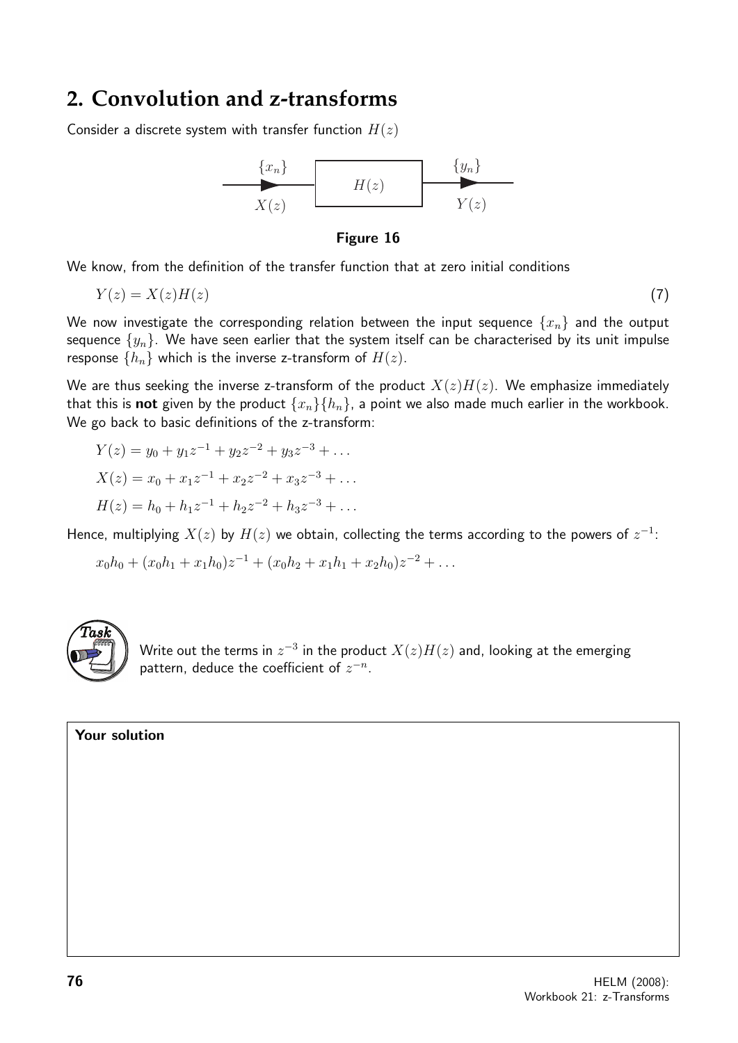## 2. Convolution and z-transforms

Consider a discrete system with transfer function $H(z)$

$$\{x_n\} \quad X(z) \longrightarrow \boxed{H(z)} \longrightarrow \{y_n\} \quad Y(z)$$

**Figure 16**

We know, from the definition of the transfer function that at zero initial conditions

$$Y(z) = X(z)H(z) \tag{7}$$

We now investigate the corresponding relation between the input sequence $\{x_n\}$ and the output sequence $\{y_n\}$. We have seen earlier that the system itself can be characterised by its unit impulse response $\{h_n\}$ which is the inverse z-transform of $H(z)$.

We are thus seeking the inverse z-transform of the product $X(z)H(z)$. We emphasize immediately that this is **not** given by the product $\{x_n\}\{h_n\}$, a point we also made much earlier in the workbook. We go back to basic definitions of the z-transform:

$$Y(z) = y_0 + y_1 z^{-1} + y_2 z^{-2} + y_3 z^{-3} + \ldots$$

$$X(z) = x_0 + x_1 z^{-1} + x_2 z^{-2} + x_3 z^{-3} + \ldots$$

$$H(z) = h_0 + h_1 z^{-1} + h_2 z^{-2} + h_3 z^{-3} + \ldots$$

Hence, multiplying $X(z)$ by $H(z)$ we obtain, collecting the terms according to the powers of $z^{-1}$:

$$x_0 h_0 + (x_0 h_1 + x_1 h_0) z^{-1} + (x_0 h_2 + x_1 h_1 + x_2 h_0) z^{-2} + \ldots$$

**Task**

Write out the terms in $z^{-3}$ in the product $X(z)H(z)$ and, looking at the emerging pattern, deduce the coefficient of $z^{-n}$.

**Your solution**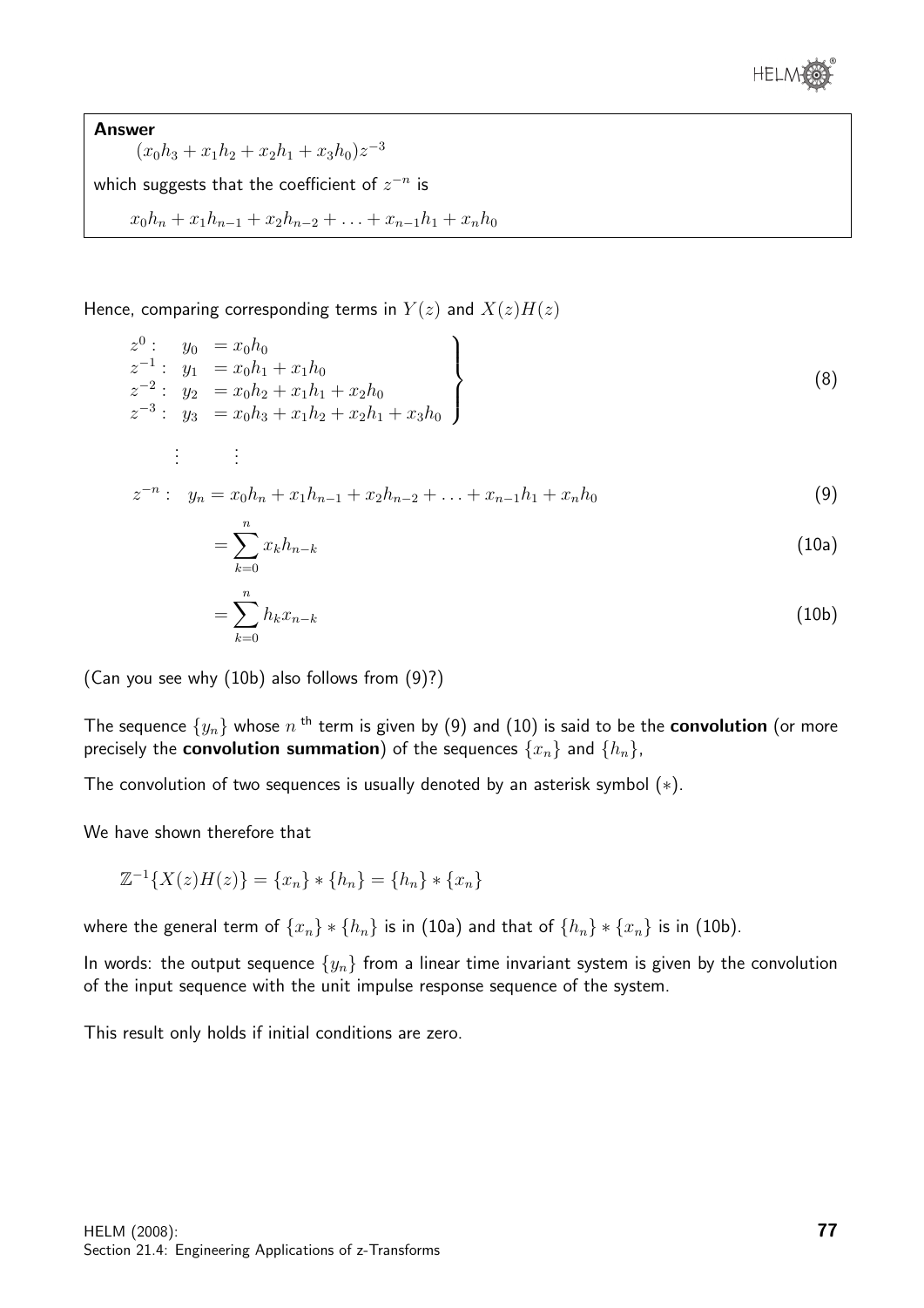**Answer**

$$(x_0h_3 + x_1h_2 + x_2h_1 + x_3h_0)z^{-3}$$

which suggests that the coefficient of $z^{-n}$ is

$$x_0h_n + x_1h_{n-1} + x_2h_{n-2} + \ldots + x_{n-1}h_1 + x_nh_0$$

Hence, comparing corresponding terms in $Y(z)$ and $X(z)H(z)$

$$\left.\begin{array}{lll} z^0: & y_0 & = x_0h_0 \\ z^{-1}: & y_1 & = x_0h_1 + x_1h_0 \\ z^{-2}: & y_2 & = x_0h_2 + x_1h_1 + x_2h_0 \\ z^{-3}: & y_3 & = x_0h_3 + x_1h_2 + x_2h_1 + x_3h_0 \end{array}\right\} \tag{8}$$

$$\vdots \qquad \vdots$$

$$z^{-n}: \quad y_n = x_0h_n + x_1h_{n-1} + x_2h_{n-2} + \ldots + x_{n-1}h_1 + x_nh_0 \tag{9}$$

$$= \sum_{k=0}^{n} x_k h_{n-k} \tag{10a}$$

$$= \sum_{k=0}^{n} h_k x_{n-k} \tag{10b}$$

(Can you see why (10b) also follows from (9)?)

The sequence $\{y_n\}$ whose $n^{\text{th}}$ term is given by (9) and (10) is said to be the **convolution** (or more precisely the **convolution summation**) of the sequences $\{x_n\}$ and $\{h_n\}$,

The convolution of two sequences is usually denoted by an asterisk symbol $(*)$.

We have shown therefore that

$$\mathbb{Z}^{-1}\{X(z)H(z)\} = \{x_n\} * \{h_n\} = \{h_n\} * \{x_n\}$$

where the general term of $\{x_n\} * \{h_n\}$ is in (10a) and that of $\{h_n\} * \{x_n\}$ is in (10b).

In words: the output sequence $\{y_n\}$ from a linear time invariant system is given by the convolution of the input sequence with the unit impulse response sequence of the system.

This result only holds if initial conditions are zero.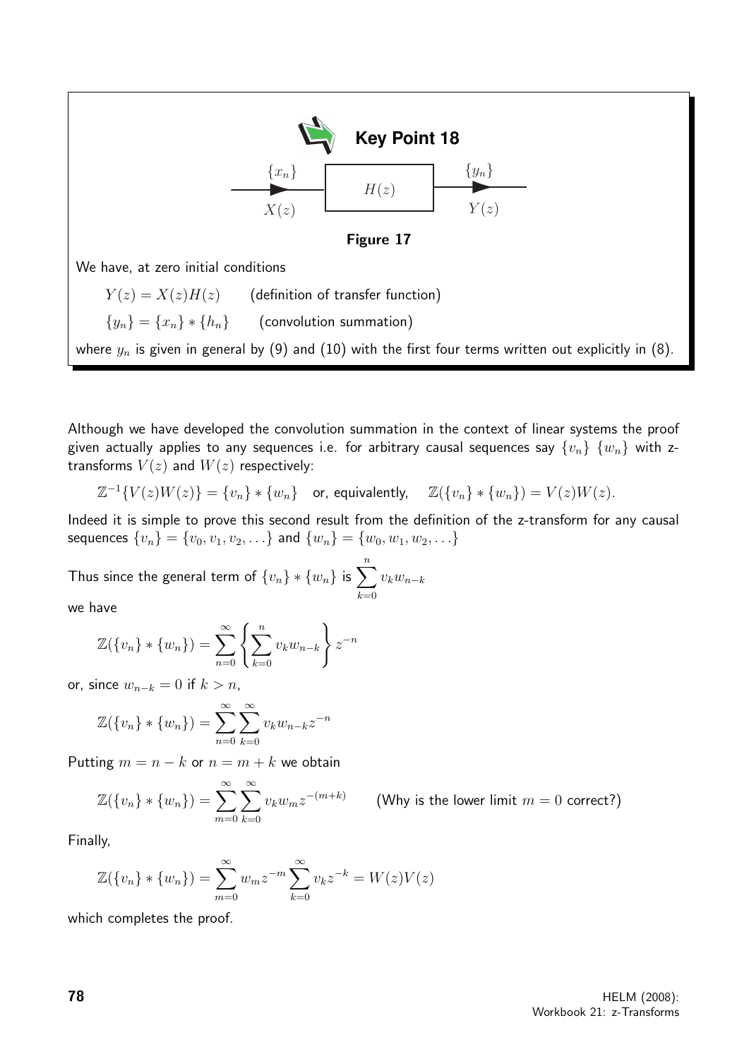**Key Point 18**

$$\{x_n\} \longrightarrow \boxed{H(z)} \longrightarrow \{y_n\}$$

$$X(z) \qquad\qquad\qquad Y(z)$$

**Figure 17**

We have, at zero initial conditions

$Y(z) = X(z)H(z)$ (definition of transfer function)

$\{y_n\} = \{x_n\} * \{h_n\}$ (convolution summation)

where $y_n$ is given in general by (9) and (10) with the first four terms written out explicitly in (8).

Although we have developed the convolution summation in the context of linear systems the proof given actually applies to any sequences i.e. for arbitrary causal sequences say $\{v_n\}$ $\{w_n\}$ with z-transforms $V(z)$ and $W(z)$ respectively:

$$\mathbb{Z}^{-1}\{V(z)W(z)\} = \{v_n\} * \{w_n\} \quad \text{or, equivalently,} \quad \mathbb{Z}(\{v_n\} * \{w_n\}) = V(z)W(z).$$

Indeed it is simple to prove this second result from the definition of the z-transform for any causal sequences $\{v_n\} = \{v_0, v_1, v_2, \ldots\}$ and $\{w_n\} = \{w_0, w_1, w_2, \ldots\}$

Thus since the general term of $\{v_n\} * \{w_n\}$ is $\displaystyle\sum_{k=0}^{n} v_k w_{n-k}$

we have

$$\mathbb{Z}(\{v_n\} * \{w_n\}) = \sum_{n=0}^{\infty} \left\{ \sum_{k=0}^{n} v_k w_{n-k} \right\} z^{-n}$$

or, since $w_{n-k} = 0$ if $k > n$,

$$\mathbb{Z}(\{v_n\} * \{w_n\}) = \sum_{n=0}^{\infty} \sum_{k=0}^{\infty} v_k w_{n-k} z^{-n}$$

Putting $m = n - k$ or $n = m + k$ we obtain

$$\mathbb{Z}(\{v_n\} * \{w_n\}) = \sum_{m=0}^{\infty} \sum_{k=0}^{\infty} v_k w_m z^{-(m+k)} \qquad \text{(Why is the lower limit } m = 0 \text{ correct?)}$$

Finally,

$$\mathbb{Z}(\{v_n\} * \{w_n\}) = \sum_{m=0}^{\infty} w_m z^{-m} \sum_{k=0}^{\infty} v_k z^{-k} = W(z)V(z)$$

which completes the proof.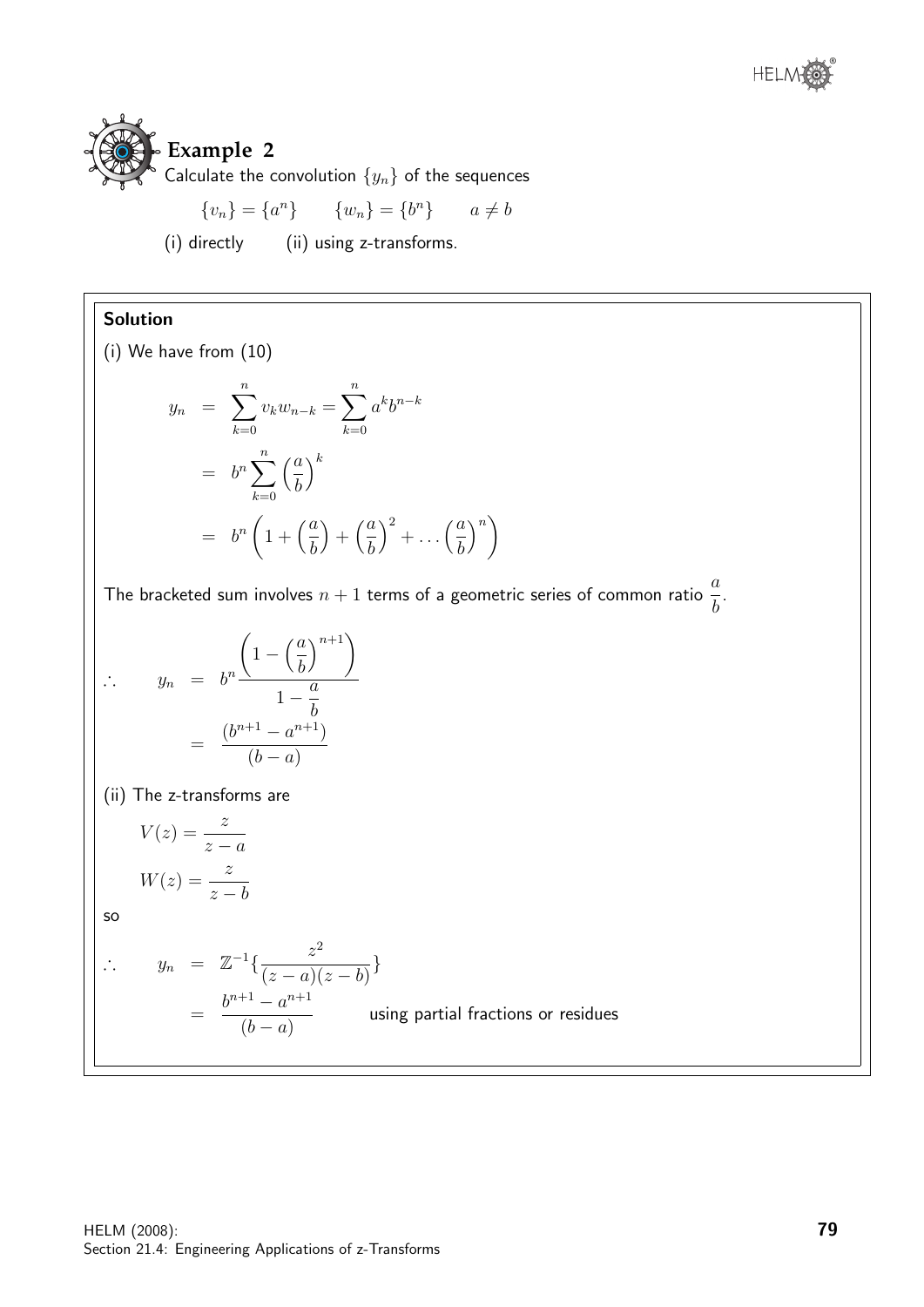## Example 2

Calculate the convolution $\{y_n\}$ of the sequences

$$\{v_n\} = \{a^n\} \qquad \{w_n\} = \{b^n\} \qquad a \neq b$$

(i) directly (ii) using z-transforms.

**Solution**

(i) We have from (10)

$$\begin{aligned} y_n &= \sum_{k=0}^{n} v_k w_{n-k} = \sum_{k=0}^{n} a^k b^{n-k} \\ &= b^n \sum_{k=0}^{n} \left(\frac{a}{b}\right)^k \\ &= b^n \left(1 + \left(\frac{a}{b}\right) + \left(\frac{a}{b}\right)^2 + \ldots \left(\frac{a}{b}\right)^n\right) \end{aligned}$$

The bracketed sum involves $n+1$ terms of a geometric series of common ratio $\dfrac{a}{b}$.

$$\begin{aligned} \therefore \qquad y_n &= b^n \frac{\left(1 - \left(\frac{a}{b}\right)^{n+1}\right)}{1 - \frac{a}{b}} \\ &= \frac{(b^{n+1} - a^{n+1})}{(b-a)} \end{aligned}$$

(ii) The z-transforms are

$$V(z) = \frac{z}{z-a}$$

$$W(z) = \frac{z}{z-b}$$

so

$$\begin{aligned} \therefore \qquad y_n &= \mathbb{Z}^{-1}\left\{\frac{z^2}{(z-a)(z-b)}\right\} \\ &= \frac{b^{n+1} - a^{n+1}}{(b-a)} \qquad \text{using partial fractions or residues} \end{aligned}$$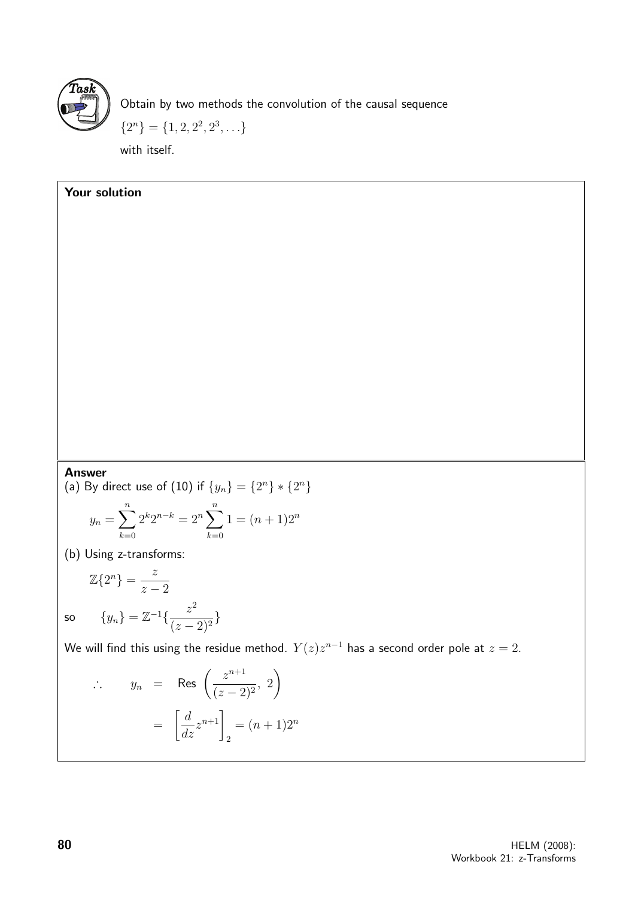**Task**

Obtain by two methods the convolution of the causal sequence

$\{2^n\} = \{1, 2, 2^2, 2^3, \ldots\}$

with itself.

**Your solution**

**Answer**

(a) By direct use of (10) if $\{y_n\} = \{2^n\} * \{2^n\}$

$$y_n = \sum_{k=0}^{n} 2^k 2^{n-k} = 2^n \sum_{k=0}^{n} 1 = (n+1)2^n$$

(b) Using z-transforms:

$$\mathbb{Z}\{2^n\} = \frac{z}{z-2}$$

so $\quad \{y_n\} = \mathbb{Z}^{-1}\{\dfrac{z^2}{(z-2)^2}\}$

We will find this using the residue method. $Y(z)z^{n-1}$ has a second order pole at $z = 2$.

$$\therefore \qquad y_n = \text{Res}\left(\frac{z^{n+1}}{(z-2)^2},\ 2\right)$$

$$= \left[\frac{d}{dz}z^{n+1}\right]_2 = (n+1)2^n$$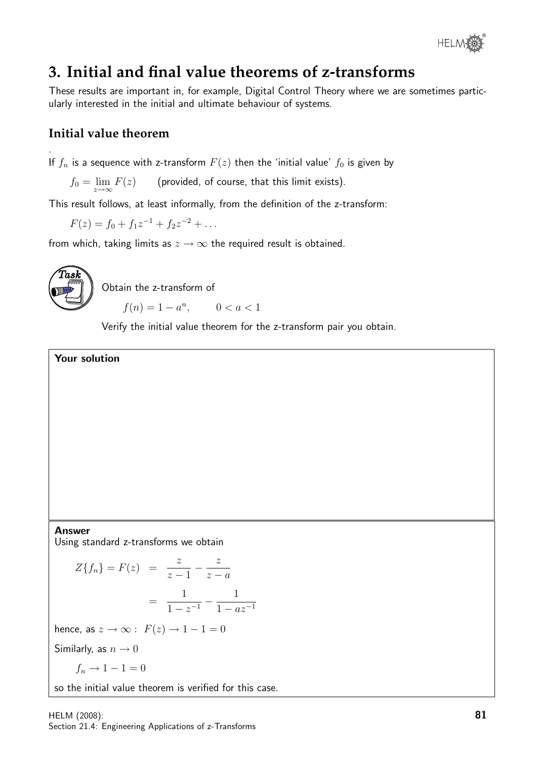## 3. Initial and final value theorems of z-transforms

These results are important in, for example, Digital Control Theory where we are sometimes particularly interested in the initial and ultimate behaviour of systems.

### Initial value theorem

.

If $f_n$ is a sequence with z-transform $F(z)$ then the 'initial value' $f_0$ is given by

$$f_0 = \lim_{z \to \infty} F(z) \qquad \text{(provided, of course, that this limit exists).}$$

This result follows, at least informally, from the definition of the z-transform:

$$F(z) = f_0 + f_1 z^{-1} + f_2 z^{-2} + \dots$$

from which, taking limits as $z \to \infty$ the required result is obtained.

**Task**

Obtain the z-transform of

$$f(n) = 1 - a^n, \qquad 0 < a < 1$$

Verify the initial value theorem for the z-transform pair you obtain.

**Your solution**

**Answer**

Using standard z-transforms we obtain

$$\begin{aligned} Z\{f_n\} = F(z) &= \frac{z}{z-1} - \frac{z}{z-a} \\ &= \frac{1}{1-z^{-1}} - \frac{1}{1-az^{-1}} \end{aligned}$$

hence, as $z \to \infty$ : $F(z) \to 1 - 1 = 0$

Similarly, as $n \to 0$

$$f_n \to 1 - 1 = 0$$

so the initial value theorem is verified for this case.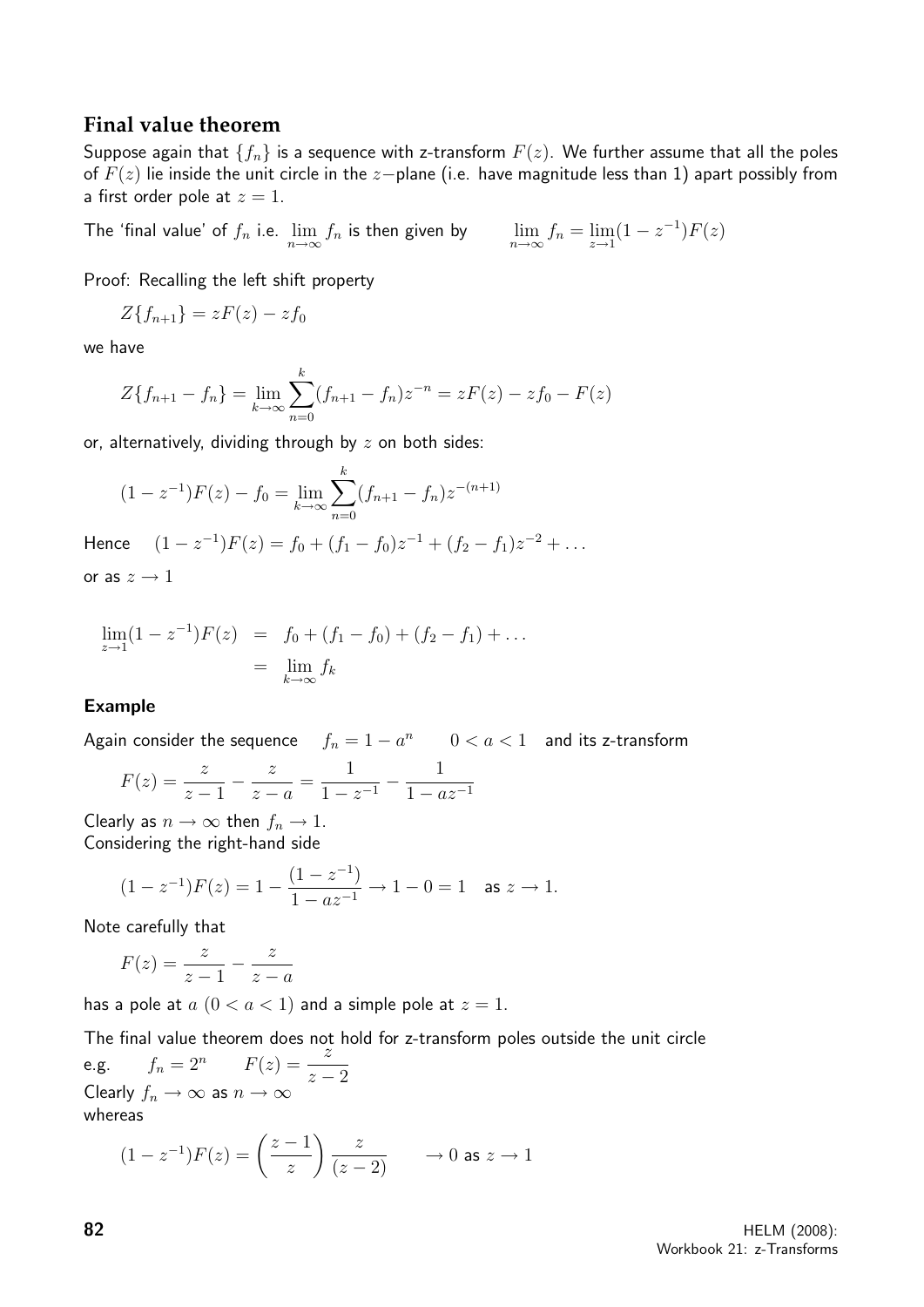## Final value theorem

Suppose again that $\{f_n\}$ is a sequence with z-transform $F(z)$. We further assume that all the poles of $F(z)$ lie inside the unit circle in the $z-$plane (i.e. have magnitude less than 1) apart possibly from a first order pole at $z = 1$.

The 'final value' of $f_n$ i.e. $\lim_{n\to\infty} f_n$ is then given by $\qquad \lim_{n\to\infty} f_n = \lim_{z\to 1}(1 - z^{-1})F(z)$

Proof: Recalling the left shift property

$$Z\{f_{n+1}\} = zF(z) - zf_0$$

we have

$$Z\{f_{n+1} - f_n\} = \lim_{k\to\infty} \sum_{n=0}^{k} (f_{n+1} - f_n)z^{-n} = zF(z) - zf_0 - F(z)$$

or, alternatively, dividing through by $z$ on both sides:

$$(1 - z^{-1})F(z) - f_0 = \lim_{k\to\infty} \sum_{n=0}^{k} (f_{n+1} - f_n)z^{-(n+1)}$$

Hence $\quad (1 - z^{-1})F(z) = f_0 + (f_1 - f_0)z^{-1} + (f_2 - f_1)z^{-2} + \ldots$

or as $z \to 1$

$$\begin{aligned}
\lim_{z\to 1}(1 - z^{-1})F(z) &= f_0 + (f_1 - f_0) + (f_2 - f_1) + \ldots \\
&= \lim_{k\to\infty} f_k
\end{aligned}$$

### Example

Again consider the sequence $\quad f_n = 1 - a^n \qquad 0 < a < 1 \quad$ and its z-transform

$$F(z) = \frac{z}{z-1} - \frac{z}{z-a} = \frac{1}{1 - z^{-1}} - \frac{1}{1 - az^{-1}}$$

Clearly as $n \to \infty$ then $f_n \to 1$.
Considering the right-hand side

$$(1 - z^{-1})F(z) = 1 - \frac{(1 - z^{-1})}{1 - az^{-1}} \to 1 - 0 = 1 \quad \text{as } z \to 1.$$

Note carefully that

$$F(z) = \frac{z}{z-1} - \frac{z}{z-a}$$

has a pole at $a$ $(0 < a < 1)$ and a simple pole at $z = 1$.

The final value theorem does not hold for z-transform poles outside the unit circle

e.g. $\qquad f_n = 2^n \qquad F(z) = \dfrac{z}{z-2}$

Clearly $f_n \to \infty$ as $n \to \infty$
whereas

$$(1 - z^{-1})F(z) = \left(\frac{z-1}{z}\right)\frac{z}{(z-2)} \qquad \to 0 \text{ as } z \to 1$$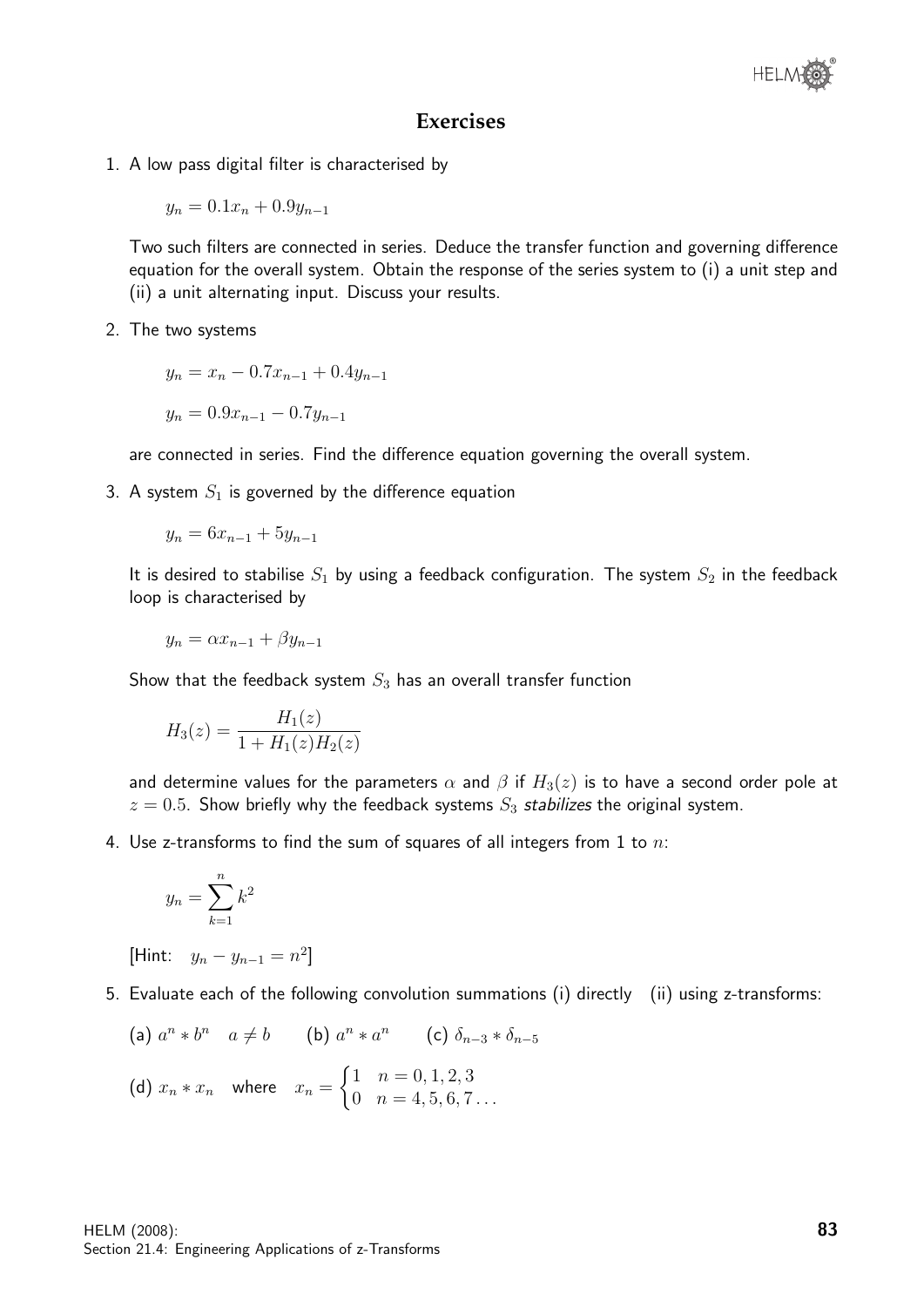## Exercises

1. A low pass digital filter is characterised by

   $$y_n = 0.1x_n + 0.9y_{n-1}$$

   Two such filters are connected in series. Deduce the transfer function and governing difference equation for the overall system. Obtain the response of the series system to (i) a unit step and (ii) a unit alternating input. Discuss your results.

2. The two systems

   $$y_n = x_n - 0.7x_{n-1} + 0.4y_{n-1}$$

   $$y_n = 0.9x_{n-1} - 0.7y_{n-1}$$

   are connected in series. Find the difference equation governing the overall system.

3. A system $S_1$ is governed by the difference equation

   $$y_n = 6x_{n-1} + 5y_{n-1}$$

   It is desired to stabilise $S_1$ by using a feedback configuration. The system $S_2$ in the feedback loop is characterised by

   $$y_n = \alpha x_{n-1} + \beta y_{n-1}$$

   Show that the feedback system $S_3$ has an overall transfer function

   $$H_3(z) = \frac{H_1(z)}{1 + H_1(z)H_2(z)}$$

   and determine values for the parameters $\alpha$ and $\beta$ if $H_3(z)$ is to have a second order pole at $z = 0.5$. Show briefly why the feedback systems $S_3$ *stabilizes* the original system.

4. Use z-transforms to find the sum of squares of all integers from 1 to $n$:

   $$y_n = \sum_{k=1}^{n} k^2$$

   [Hint: $y_n - y_{n-1} = n^2$]

5. Evaluate each of the following convolution summations (i) directly (ii) using z-transforms:

   (a) $a^n * b^n \quad a \neq b$ (b) $a^n * a^n$ (c) $\delta_{n-3} * \delta_{n-5}$

   (d) $x_n * x_n$ where $x_n = \begin{cases} 1 & n = 0, 1, 2, 3 \\ 0 & n = 4, 5, 6, 7 \ldots \end{cases}$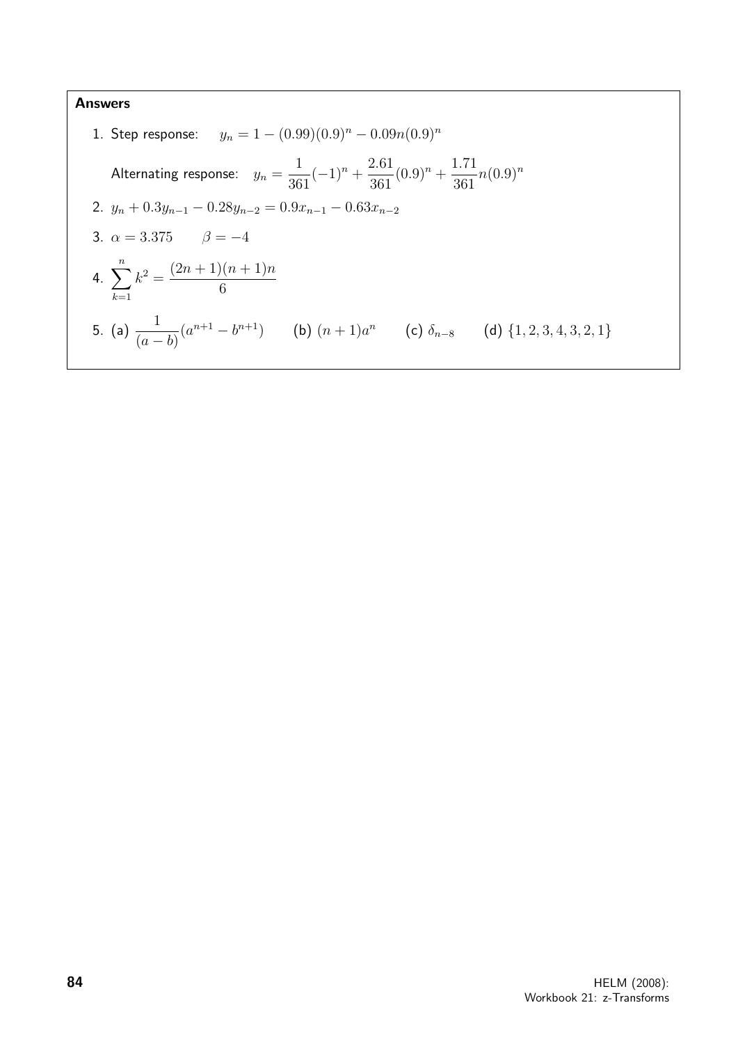**Answers**

1. Step response: $y_n = 1 - (0.99)(0.9)^n - 0.09n(0.9)^n$

   Alternating response: $y_n = \dfrac{1}{361}(-1)^n + \dfrac{2.61}{361}(0.9)^n + \dfrac{1.71}{361}n(0.9)^n$

2. $y_n + 0.3y_{n-1} - 0.28y_{n-2} = 0.9x_{n-1} - 0.63x_{n-2}$

3. $\alpha = 3.375 \qquad \beta = -4$

4. $\displaystyle\sum_{k=1}^{n} k^2 = \frac{(2n+1)(n+1)n}{6}$

5. (a) $\dfrac{1}{(a-b)}(a^{n+1} - b^{n+1})$ (b) $(n+1)a^n$ (c) $\delta_{n-8}$ (d) $\{1, 2, 3, 4, 3, 2, 1\}$